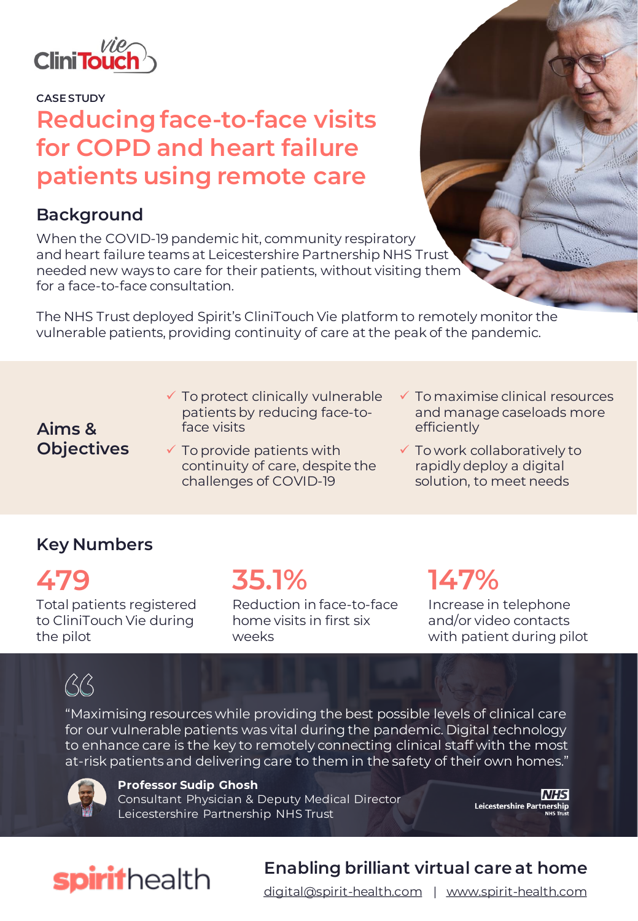CliniTouch Vie

CASE STUDY

# Reducing face-to-face visits for COPD and heart failure patients using remote care

## Background

When the COVID-19 pandemic hit, community respiratory and heart failure teams at Leicestershire Partnership NHS Trust needed new ways to care for their patients, without visiting them for a face-to-face consultation.

The NHS Trust deployed Spirit's CliniTouch Vie platform to remotely monitor the vulnerable patients, providing continuity of care at the peak of the pandemic.

## Aims & Objectives

- ✓ To protect clinically vulnerable patients by reducing face-to-face visits
- ✓ To provide patients with continuity of care, despite the challenges of COVID-19
- ✓ To maximise clinical resources and manage caseloads more efficiently
- ✓ To work collaboratively to rapidly deploy a digital solution, to meet needs

## Key Numbers

**479**
Total patients registered to CliniTouch Vie during the pilot

**35.1%**
Reduction in face-to-face home visits in first six weeks

**147%**
Increase in telephone and/or video contacts with patient during pilot

> "Maximising resources while providing the best possible levels of clinical care for our vulnerable patients was vital during the pandemic. Digital technology to enhance care is the key to remotely connecting clinical staff with the most at-risk patients and delivering care to them in the safety of their own homes."

**Professor Sudip Ghosh**
Consultant Physician & Deputy Medical Director
Leicestershire Partnership NHS Trust

NHS Leicestershire Partnership NHS Trust

spirithealth

**Enabling brilliant virtual care at home**

digital@spirit-health.com | www.spirit-health.com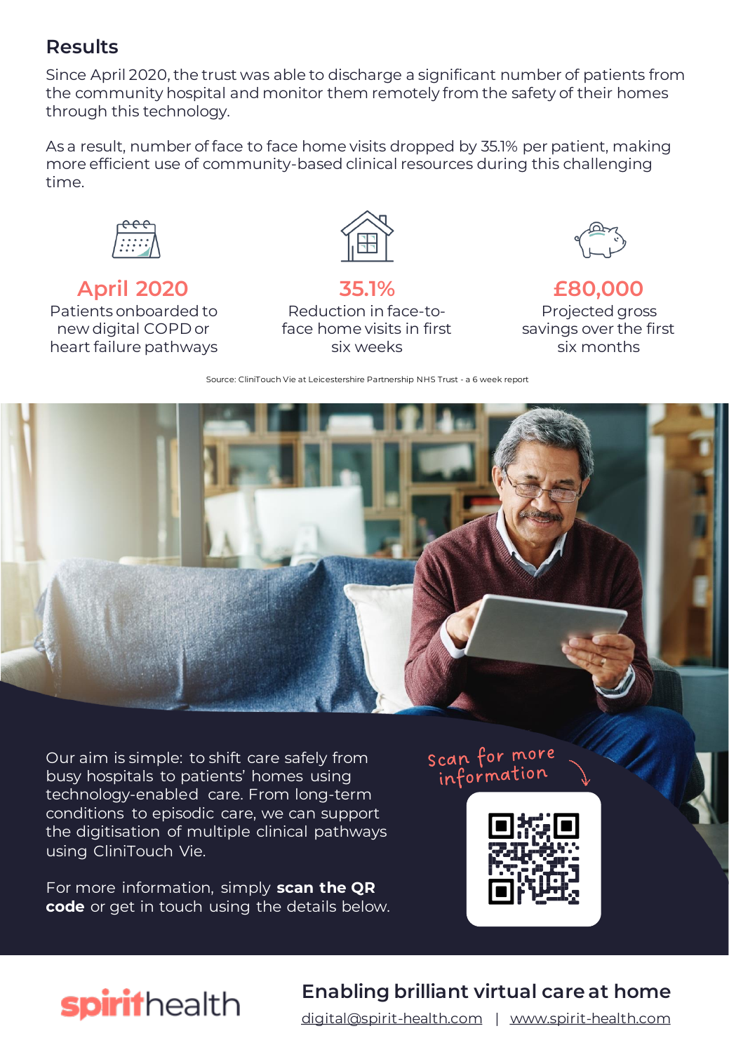## Results

Since April 2020, the trust was able to discharge a significant number of patients from the community hospital and monitor them remotely from the safety of their homes through this technology.

As a result, number of face to face home visits dropped by 35.1% per patient, making more efficient use of community-based clinical resources during this challenging time.

**April 2020**
Patients onboarded to new digital COPD or heart failure pathways

**35.1%**
Reduction in face-to-face home visits in first six weeks

**£80,000**
Projected gross savings over the first six months

Source: CliniTouch Vie at Leicestershire Partnership NHS Trust - a 6 week report

Our aim is simple: to shift care safely from busy hospitals to patients' homes using technology-enabled care. From long-term conditions to episodic care, we can support the digitisation of multiple clinical pathways using CliniTouch Vie.

For more information, simply **scan the QR code** or get in touch using the details below.

Scan for more information

spirithealth

**Enabling brilliant virtual care at home**

digital@spirit-health.com | www.spirit-health.com